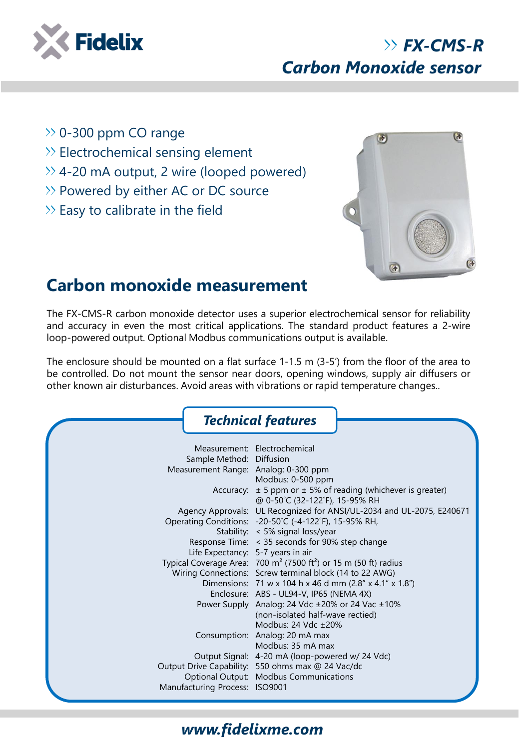# FX-CMS-R Carbon Monoxide sensor

- 0-300 ppm CO range
- Electrochemical sensing element
- 4-20 mA output, 2 wire (looped powered)
- Powered by either AC or DC source
- Easy to calibrate in the field

## Carbon monoxide measurement

The FX-CMS-R carbon monoxide detector uses a superior electrochemical sensor for reliability and accuracy in even the most critical applications. The standard product features a 2-wire loop-powered output. Optional Modbus communications output is available.

The enclosure should be mounted on a flat surface 1-1.5 m (3-5') from the floor of the area to be controlled. Do not mount the sensor near doors, opening windows, supply air diffusers or other known air disturbances. Avoid areas with vibrations or rapid temperature changes..

### Technical features

| | |
|---|---|
| Measurement: | Electrochemical |
| Sample Method: | Diffusion |
| Measurement Range: | Analog: 0-300 ppm<br>Modbus: 0-500 ppm |
| Accuracy: | ± 5 ppm or ± 5% of reading (whichever is greater)<br>@ 0-50˚C (32-122˚F), 15-95% RH |
| Agency Approvals: | UL Recognized for ANSI/UL-2034 and UL-2075, E240671 |
| Operating Conditions: | -20-50˚C (-4-122˚F), 15-95% RH, |
| Stability: | < 5% signal loss/year |
| Response Time: | < 35 seconds for 90% step change |
| Life Expectancy: | 5-7 years in air |
| Typical Coverage Area: | 700 $m^2$ (7500 $ft^2$) or 15 m (50 ft) radius |
| Wiring Connections: | Screw terminal block (14 to 22 AWG) |
| Dimensions: | 71 w x 104 h x 46 d mm (2.8" x 4.1" x 1.8") |
| Enclosure: | ABS - UL94-V, IP65 (NEMA 4X) |
| Power Supply | Analog: 24 Vdc ±20% or 24 Vac ±10%<br>(non-isolated half-wave rectied)<br>Modbus: 24 Vdc ±20% |
| Consumption: | Analog: 20 mA max<br>Modbus: 35 mA max |
| Output Signal: | 4-20 mA (loop-powered w/ 24 Vdc) |
| Output Drive Capability: | 550 ohms max @ 24 Vac/dc |
| Optional Output: | Modbus Communications |
| Manufacturing Process: | ISO9001 |

www.fidelixme.com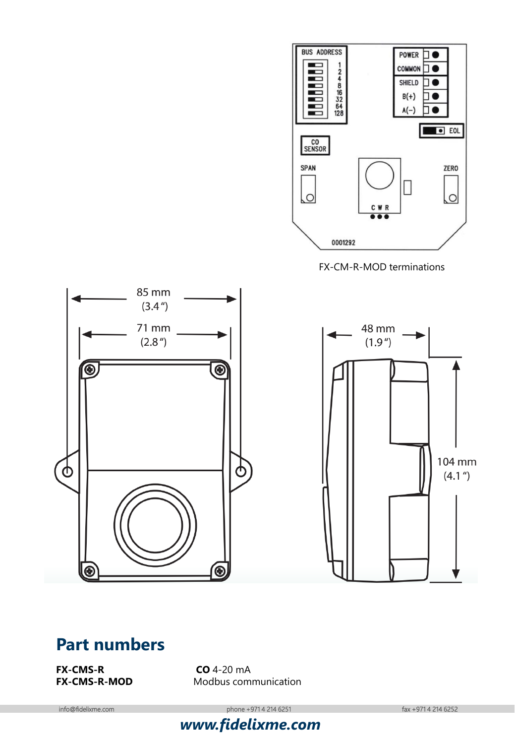BUS ADDRESS
1
2
4
8
16
32
64
128

POWER
COMMON
SHIELD
B(+)
A(-)

EOL

CO SENSOR

SPAN

ZERO

C W R

0001292

FX-CM-R-MOD terminations

85 mm
(3.4 ")

71 mm
(2.8 ")

48 mm
(1.9 ")

104 mm
(4.1 ")

## Part numbers

**FX-CMS-R** **CO** 4-20 mA
**FX-CMS-R-MOD** Modbus communication